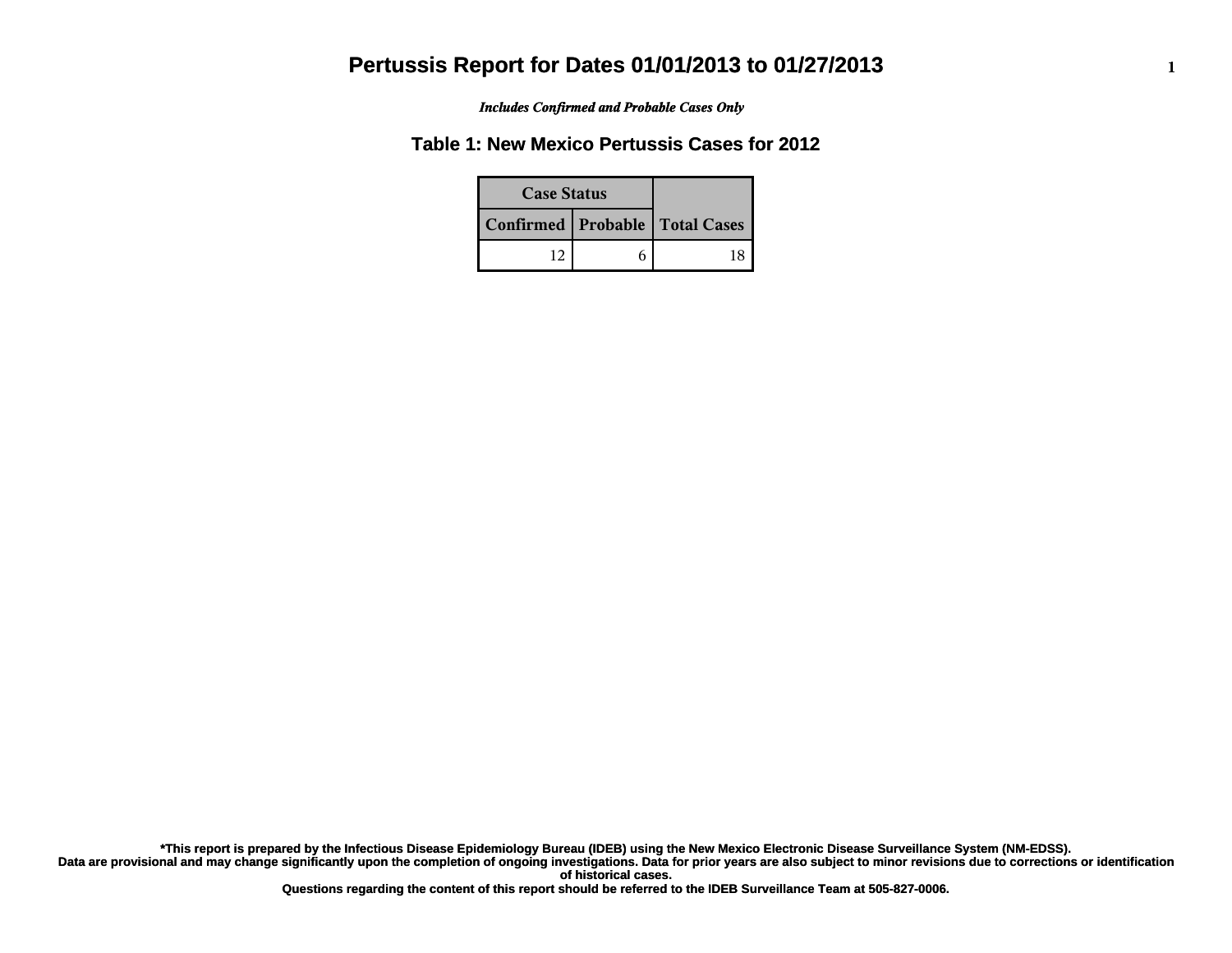# Pertussis Report for Dates 01/01/2013 to 01/27/2013

***Includes Confirmed and Probable Cases Only***

## Table 1: New Mexico Pertussis Cases for 2012

| Case Status | | |
|---|---|---|
| Confirmed | Probable | Total Cases |
| 12 | 6 | 18 |

**\*This report is prepared by the Infectious Disease Epidemiology Bureau (IDEB) using the New Mexico Electronic Disease Surveillance System (NM-EDSS). Data are provisional and may change significantly upon the completion of ongoing investigations. Data for prior years are also subject to minor revisions due to corrections or identification of historical cases. Questions regarding the content of this report should be referred to the IDEB Surveillance Team at 505-827-0006.**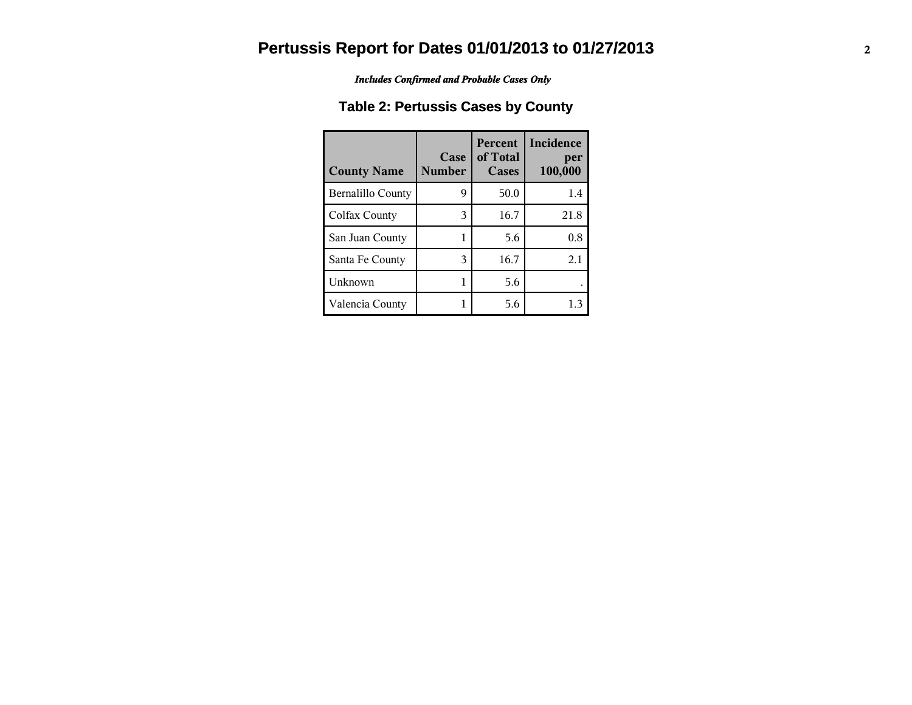# Pertussis Report for Dates 01/01/2013 to 01/27/2013

*Includes Confirmed and Probable Cases Only*

## Table 2: Pertussis Cases by County

| County Name | Case Number | Percent of Total Cases | Incidence per 100,000 |
|---|---|---|---|
| Bernalillo County | 9 | 50.0 | 1.4 |
| Colfax County | 3 | 16.7 | 21.8 |
| San Juan County | 1 | 5.6 | 0.8 |
| Santa Fe County | 3 | 16.7 | 2.1 |
| Unknown | 1 | 5.6 | . |
| Valencia County | 1 | 5.6 | 1.3 |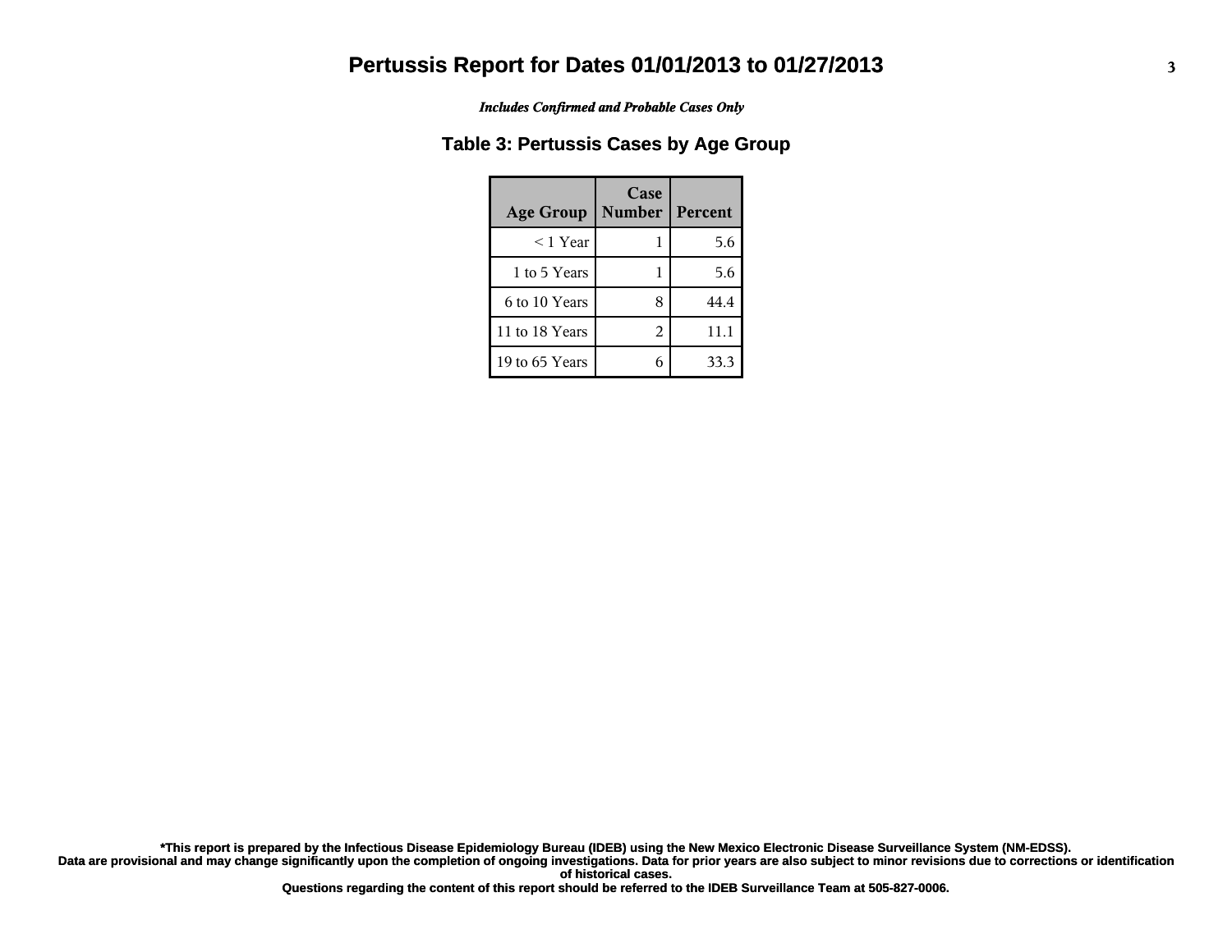# Pertussis Report for Dates 01/01/2013 to 01/27/2013

***Includes Confirmed and Probable Cases Only***

## Table 3: Pertussis Cases by Age Group

| Age Group | Case Number | Percent |
|---|---|---|
| < 1 Year | 1 | 5.6 |
| 1 to 5 Years | 1 | 5.6 |
| 6 to 10 Years | 8 | 44.4 |
| 11 to 18 Years | 2 | 11.1 |
| 19 to 65 Years | 6 | 33.3 |

**\*This report is prepared by the Infectious Disease Epidemiology Bureau (IDEB) using the New Mexico Electronic Disease Surveillance System (NM-EDSS).**
**Data are provisional and may change significantly upon the completion of ongoing investigations. Data for prior years are also subject to minor revisions due to corrections or identification of historical cases.**
**Questions regarding the content of this report should be referred to the IDEB Surveillance Team at 505-827-0006.**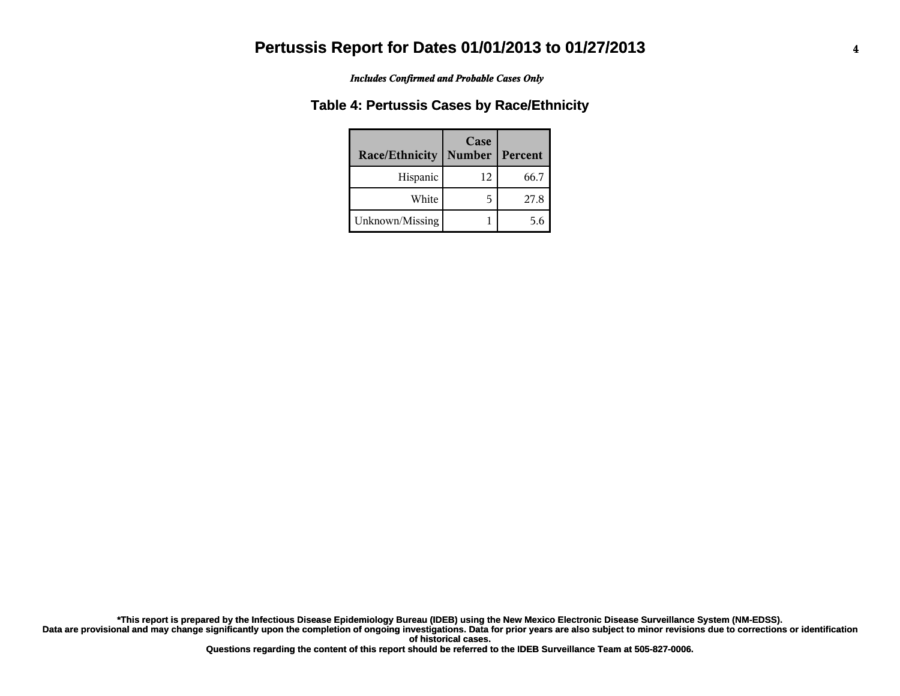# Pertussis Report for Dates 01/01/2013 to 01/27/2013

*Includes Confirmed and Probable Cases Only*

## Table 4: Pertussis Cases by Race/Ethnicity

| Race/Ethnicity | Case Number | Percent |
|---|---|---|
| Hispanic | 12 | 66.7 |
| White | 5 | 27.8 |
| Unknown/Missing | 1 | 5.6 |

**\*This report is prepared by the Infectious Disease Epidemiology Bureau (IDEB) using the New Mexico Electronic Disease Surveillance System (NM-EDSS).**
**Data are provisional and may change significantly upon the completion of ongoing investigations. Data for prior years are also subject to minor revisions due to corrections or identification of historical cases.**
**Questions regarding the content of this report should be referred to the IDEB Surveillance Team at 505-827-0006.**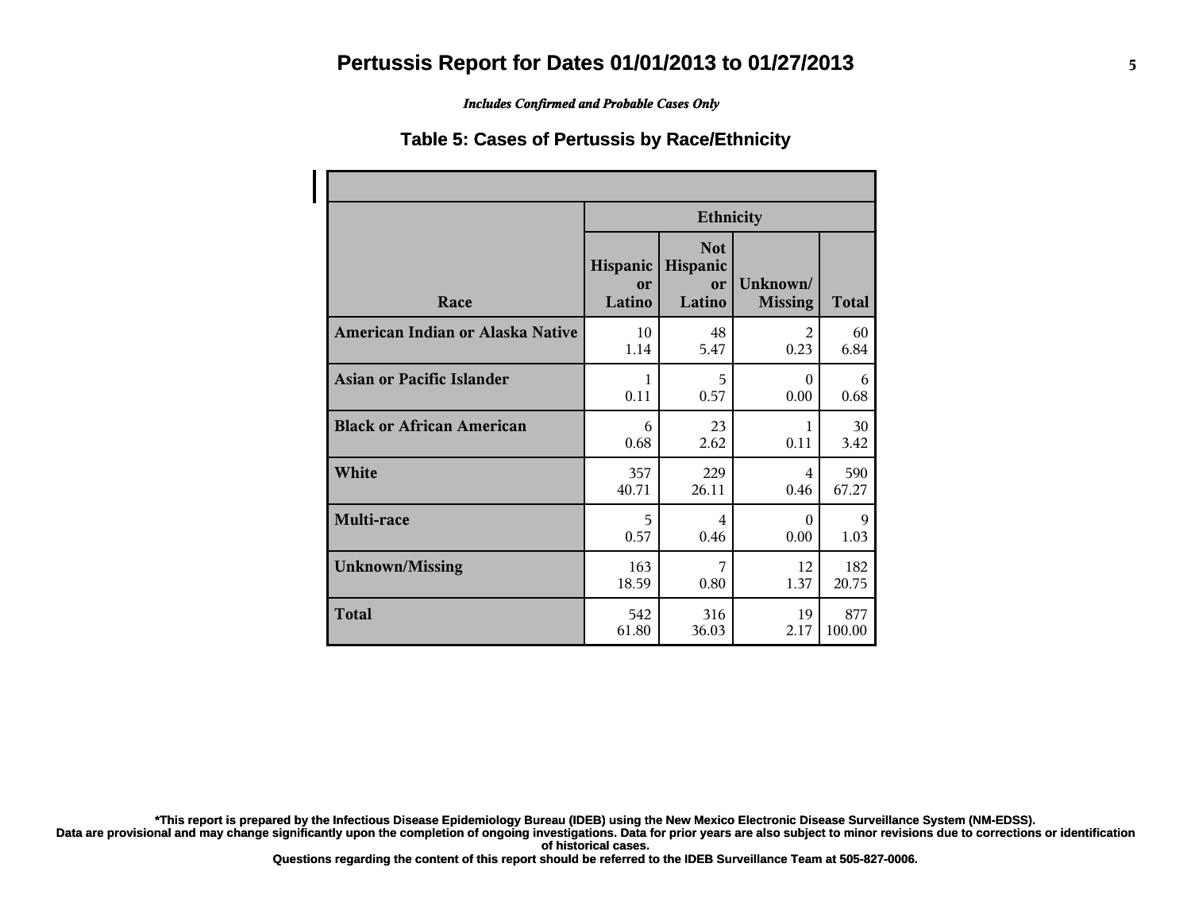# Pertussis Report for Dates 01/01/2013 to 01/27/2013

*Includes Confirmed and Probable Cases Only*

## Table 5: Cases of Pertussis by Race/Ethnicity

| Race | Ethnicity | | | |
|---|---|---|---|---|
| | Hispanic or Latino | Not Hispanic or Latino | Unknown/ Missing | Total |
| **American Indian or Alaska Native** | 10<br>1.14 | 48<br>5.47 | 2<br>0.23 | 60<br>6.84 |
| **Asian or Pacific Islander** | 1<br>0.11 | 5<br>0.57 | 0<br>0.00 | 6<br>0.68 |
| **Black or African American** | 6<br>0.68 | 23<br>2.62 | 1<br>0.11 | 30<br>3.42 |
| **White** | 357<br>40.71 | 229<br>26.11 | 4<br>0.46 | 590<br>67.27 |
| **Multi-race** | 5<br>0.57 | 4<br>0.46 | 0<br>0.00 | 9<br>1.03 |
| **Unknown/Missing** | 163<br>18.59 | 7<br>0.80 | 12<br>1.37 | 182<br>20.75 |
| **Total** | 542<br>61.80 | 316<br>36.03 | 19<br>2.17 | 877<br>100.00 |

**\*This report is prepared by the Infectious Disease Epidemiology Bureau (IDEB) using the New Mexico Electronic Disease Surveillance System (NM-EDSS).**
**Data are provisional and may change significantly upon the completion of ongoing investigations. Data for prior years are also subject to minor revisions due to corrections or identification of historical cases.**
**Questions regarding the content of this report should be referred to the IDEB Surveillance Team at 505-827-0006.**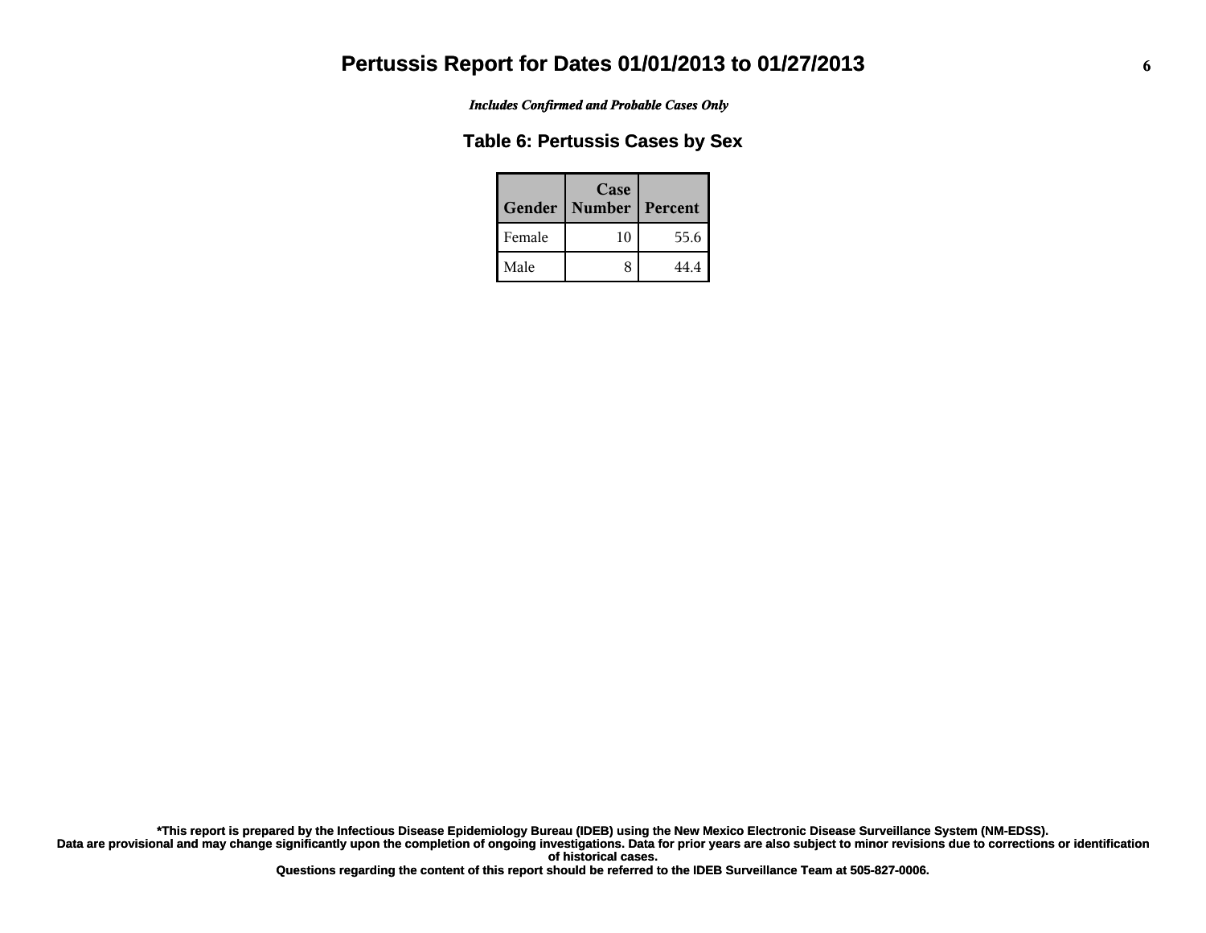# Pertussis Report for Dates 01/01/2013 to 01/27/2013

*Includes Confirmed and Probable Cases Only*

## Table 6: Pertussis Cases by Sex

| Gender | Case Number | Percent |
| --- | --- | --- |
| Female | 10 | 55.6 |
| Male | 8 | 44.4 |

**\*This report is prepared by the Infectious Disease Epidemiology Bureau (IDEB) using the New Mexico Electronic Disease Surveillance System (NM-EDSS).**
**Data are provisional and may change significantly upon the completion of ongoing investigations. Data for prior years are also subject to minor revisions due to corrections or identification of historical cases.**
**Questions regarding the content of this report should be referred to the IDEB Surveillance Team at 505-827-0006.**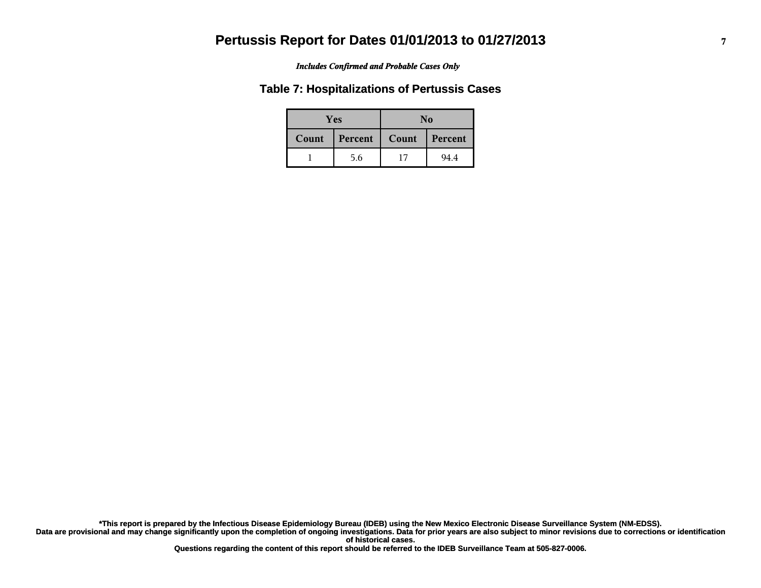# Pertussis Report for Dates 01/01/2013 to 01/27/2013

*Includes Confirmed and Probable Cases Only*

## Table 7: Hospitalizations of Pertussis Cases

| Yes | | No | |
|---|---|---|---|
| **Count** | **Percent** | **Count** | **Percent** |
| 1 | 5.6 | 17 | 94.4 |

**\*This report is prepared by the Infectious Disease Epidemiology Bureau (IDEB) using the New Mexico Electronic Disease Surveillance System (NM-EDSS). Data are provisional and may change significantly upon the completion of ongoing investigations. Data for prior years are also subject to minor revisions due to corrections or identification of historical cases. Questions regarding the content of this report should be referred to the IDEB Surveillance Team at 505-827-0006.**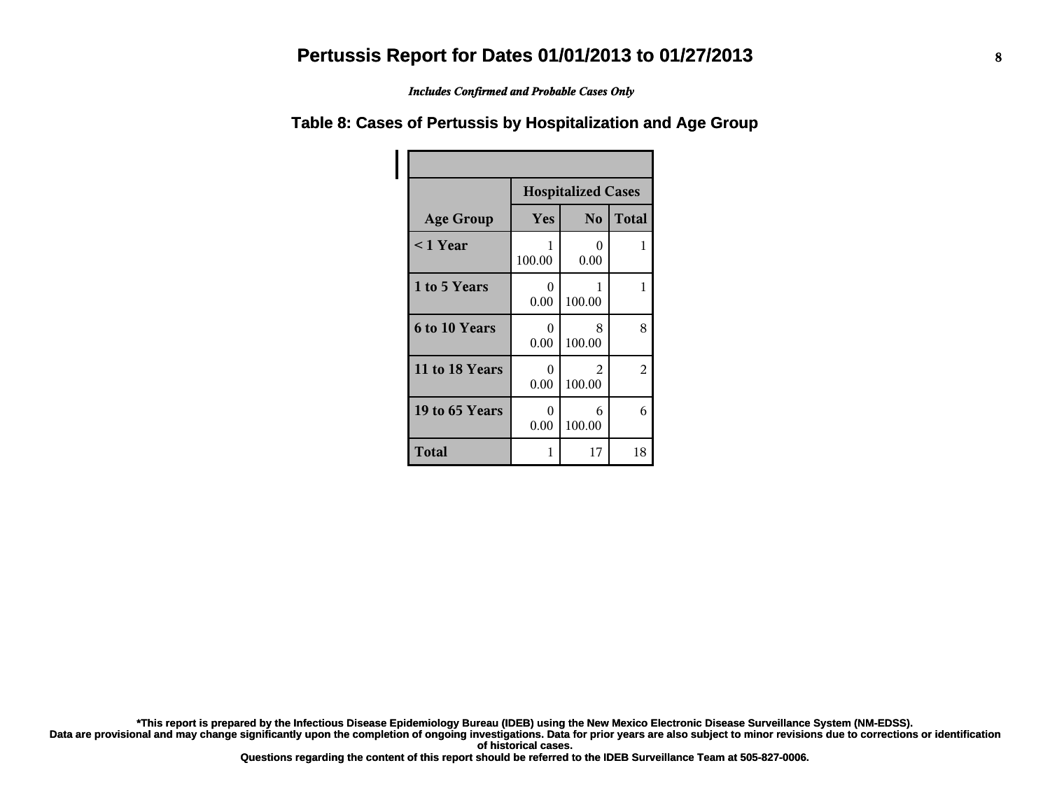# Pertussis Report for Dates 01/01/2013 to 01/27/2013

*Includes Confirmed and Probable Cases Only*

## Table 8: Cases of Pertussis by Hospitalization and Age Group

| | Hospitalized Cases | | |
|---|---|---|---|
| **Age Group** | **Yes** | **No** | **Total** |
| **< 1 Year** | 1<br>100.00 | 0<br>0.00 | 1 |
| **1 to 5 Years** | 0<br>0.00 | 1<br>100.00 | 1 |
| **6 to 10 Years** | 0<br>0.00 | 8<br>100.00 | 8 |
| **11 to 18 Years** | 0<br>0.00 | 2<br>100.00 | 2 |
| **19 to 65 Years** | 0<br>0.00 | 6<br>100.00 | 6 |
| **Total** | 1 | 17 | 18 |

**\*This report is prepared by the Infectious Disease Epidemiology Bureau (IDEB) using the New Mexico Electronic Disease Surveillance System (NM-EDSS).**
**Data are provisional and may change significantly upon the completion of ongoing investigations. Data for prior years are also subject to minor revisions due to corrections or identification of historical cases.**
**Questions regarding the content of this report should be referred to the IDEB Surveillance Team at 505-827-0006.**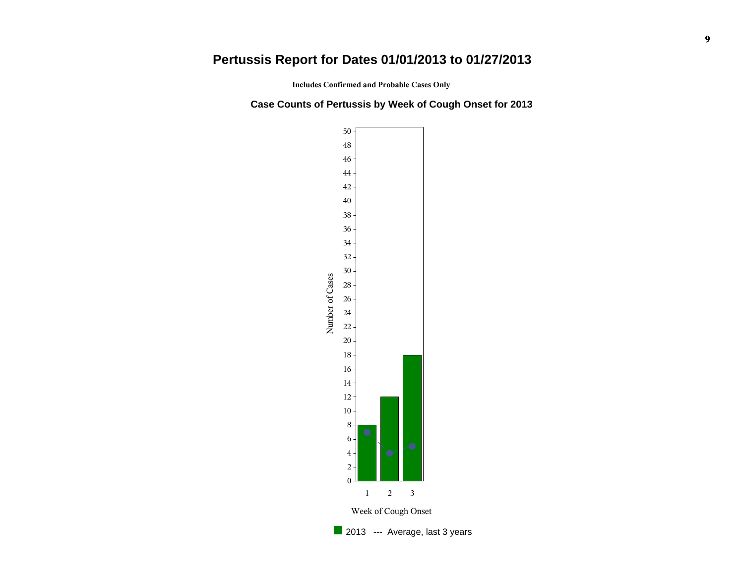# Pertussis Report for Dates 01/01/2013 to 01/27/2013

**Includes Confirmed and Probable Cases Only**

## Case Counts of Pertussis by Week of Cough Onset for 2013

Number of Cases

50
48
46
44
42
40
38
36
34
32
30
28
26
24
22
20
18
16
14
12
10
8
6
4
2
0

1 2 3

Week of Cough Onset

2013 --- Average, last 3 years